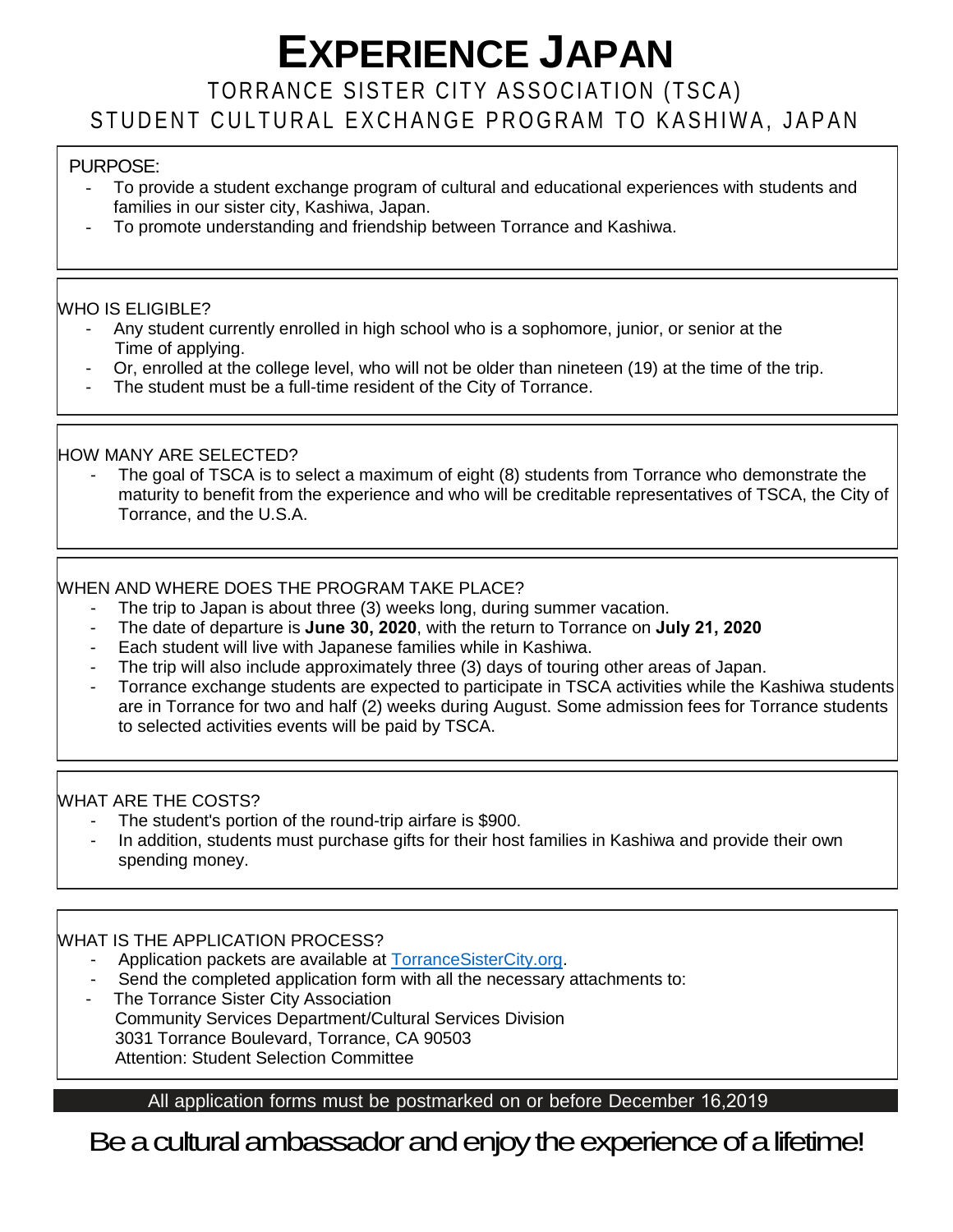# EXPERIENCE JAPAN

## TORRANCE SISTER CITY ASSOCIATION (TSCA)

## STUDENT CULTURAL EXCHANGE PROGRAM TO KASHIWA, JAPAN

PURPOSE:

- To provide a student exchange program of cultural and educational experiences with students and families in our sister city, Kashiwa, Japan.
- To promote understanding and friendship between Torrance and Kashiwa.

WHO IS ELIGIBLE?

- Any student currently enrolled in high school who is a sophomore, junior, or senior at the Time of applying.
- Or, enrolled at the college level, who will not be older than nineteen (19) at the time of the trip.
- The student must be a full-time resident of the City of Torrance.

HOW MANY ARE SELECTED?

- The goal of TSCA is to select a maximum of eight (8) students from Torrance who demonstrate the maturity to benefit from the experience and who will be creditable representatives of TSCA, the City of Torrance, and the U.S.A.

WHEN AND WHERE DOES THE PROGRAM TAKE PLACE?

- The trip to Japan is about three (3) weeks long, during summer vacation.
- The date of departure is **June 30, 2020**, with the return to Torrance on **July 21, 2020**
- Each student will live with Japanese families while in Kashiwa.
- The trip will also include approximately three (3) days of touring other areas of Japan.
- Torrance exchange students are expected to participate in TSCA activities while the Kashiwa students are in Torrance for two and half (2) weeks during August. Some admission fees for Torrance students to selected activities events will be paid by TSCA.

WHAT ARE THE COSTS?

- The student's portion of the round-trip airfare is $900.
- In addition, students must purchase gifts for their host families in Kashiwa and provide their own spending money.

WHAT IS THE APPLICATION PROCESS?

- Application packets are available at TorranceSisterCity.org.
- Send the completed application form with all the necessary attachments to:
- The Torrance Sister City Association
  Community Services Department/Cultural Services Division
  3031 Torrance Boulevard, Torrance, CA 90503
  Attention: Student Selection Committee

All application forms must be postmarked on or before December 16,2019

Be a cultural ambassador and enjoy the experience of a lifetime!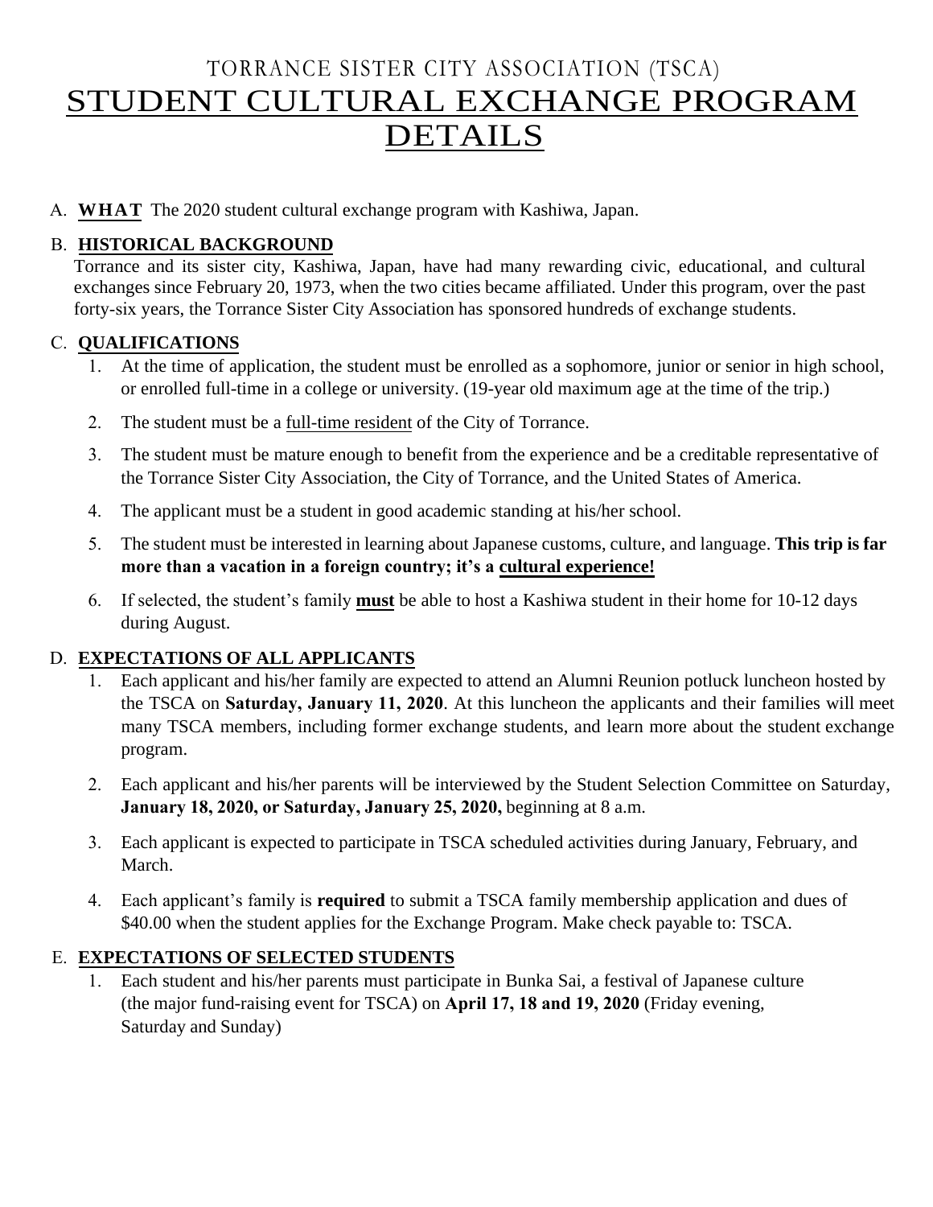# TORRANCE SISTER CITY ASSOCIATION (TSCA)

# STUDENT CULTURAL EXCHANGE PROGRAM DETAILS

A. **WHAT** The 2020 student cultural exchange program with Kashiwa, Japan.

B. **HISTORICAL BACKGROUND**

Torrance and its sister city, Kashiwa, Japan, have had many rewarding civic, educational, and cultural exchanges since February 20, 1973, when the two cities became affiliated. Under this program, over the past forty-six years, the Torrance Sister City Association has sponsored hundreds of exchange students.

C. **QUALIFICATIONS**

1. At the time of application, the student must be enrolled as a sophomore, junior or senior in high school, or enrolled full-time in a college or university. (19-year old maximum age at the time of the trip.)
2. The student must be a full-time resident of the City of Torrance.
3. The student must be mature enough to benefit from the experience and be a creditable representative of the Torrance Sister City Association, the City of Torrance, and the United States of America.
4. The applicant must be a student in good academic standing at his/her school.
5. The student must be interested in learning about Japanese customs, culture, and language. **This trip is far more than a vacation in a foreign country; it's a cultural experience!**
6. If selected, the student's family **must** be able to host a Kashiwa student in their home for 10-12 days during August.

D. **EXPECTATIONS OF ALL APPLICANTS**

1. Each applicant and his/her family are expected to attend an Alumni Reunion potluck luncheon hosted by the TSCA on **Saturday, January 11, 2020**. At this luncheon the applicants and their families will meet many TSCA members, including former exchange students, and learn more about the student exchange program.
2. Each applicant and his/her parents will be interviewed by the Student Selection Committee on Saturday, **January 18, 2020, or Saturday, January 25, 2020,** beginning at 8 a.m.
3. Each applicant is expected to participate in TSCA scheduled activities during January, February, and March.
4. Each applicant's family is **required** to submit a TSCA family membership application and dues of $40.00 when the student applies for the Exchange Program. Make check payable to: TSCA.

E. **EXPECTATIONS OF SELECTED STUDENTS**

1. Each student and his/her parents must participate in Bunka Sai, a festival of Japanese culture (the major fund-raising event for TSCA) on **April 17, 18 and 19, 2020** (Friday evening, Saturday and Sunday)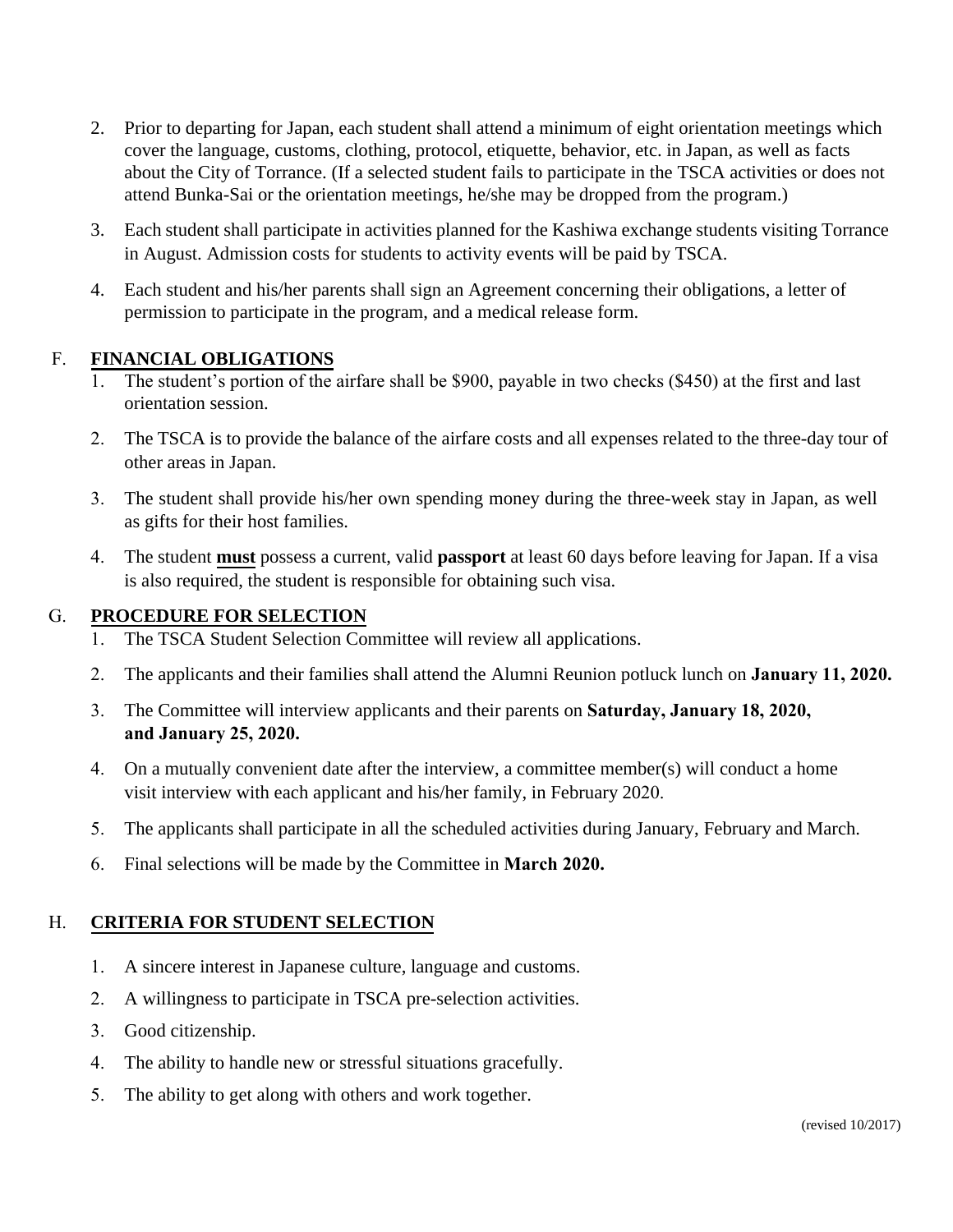2. Prior to departing for Japan, each student shall attend a minimum of eight orientation meetings which cover the language, customs, clothing, protocol, etiquette, behavior, etc. in Japan, as well as facts about the City of Torrance. (If a selected student fails to participate in the TSCA activities or does not attend Bunka-Sai or the orientation meetings, he/she may be dropped from the program.)

3. Each student shall participate in activities planned for the Kashiwa exchange students visiting Torrance in August. Admission costs for students to activity events will be paid by TSCA.

4. Each student and his/her parents shall sign an Agreement concerning their obligations, a letter of permission to participate in the program, and a medical release form.

## F. **FINANCIAL OBLIGATIONS**

1. The student's portion of the airfare shall be \$900, payable in two checks (\$450) at the first and last orientation session.

2. The TSCA is to provide the balance of the airfare costs and all expenses related to the three-day tour of other areas in Japan.

3. The student shall provide his/her own spending money during the three-week stay in Japan, as well as gifts for their host families.

4. The student **must** possess a current, valid **passport** at least 60 days before leaving for Japan. If a visa is also required, the student is responsible for obtaining such visa.

## G. **PROCEDURE FOR SELECTION**

1. The TSCA Student Selection Committee will review all applications.

2. The applicants and their families shall attend the Alumni Reunion potluck lunch on **January 11, 2020.**

3. The Committee will interview applicants and their parents on **Saturday, January 18, 2020, and January 25, 2020.**

4. On a mutually convenient date after the interview, a committee member(s) will conduct a home visit interview with each applicant and his/her family, in February 2020.

5. The applicants shall participate in all the scheduled activities during January, February and March.

6. Final selections will be made by the Committee in **March 2020.**

## H. **CRITERIA FOR STUDENT SELECTION**

1. A sincere interest in Japanese culture, language and customs.

2. A willingness to participate in TSCA pre-selection activities.

3. Good citizenship.

4. The ability to handle new or stressful situations gracefully.

5. The ability to get along with others and work together.

(revised 10/2017)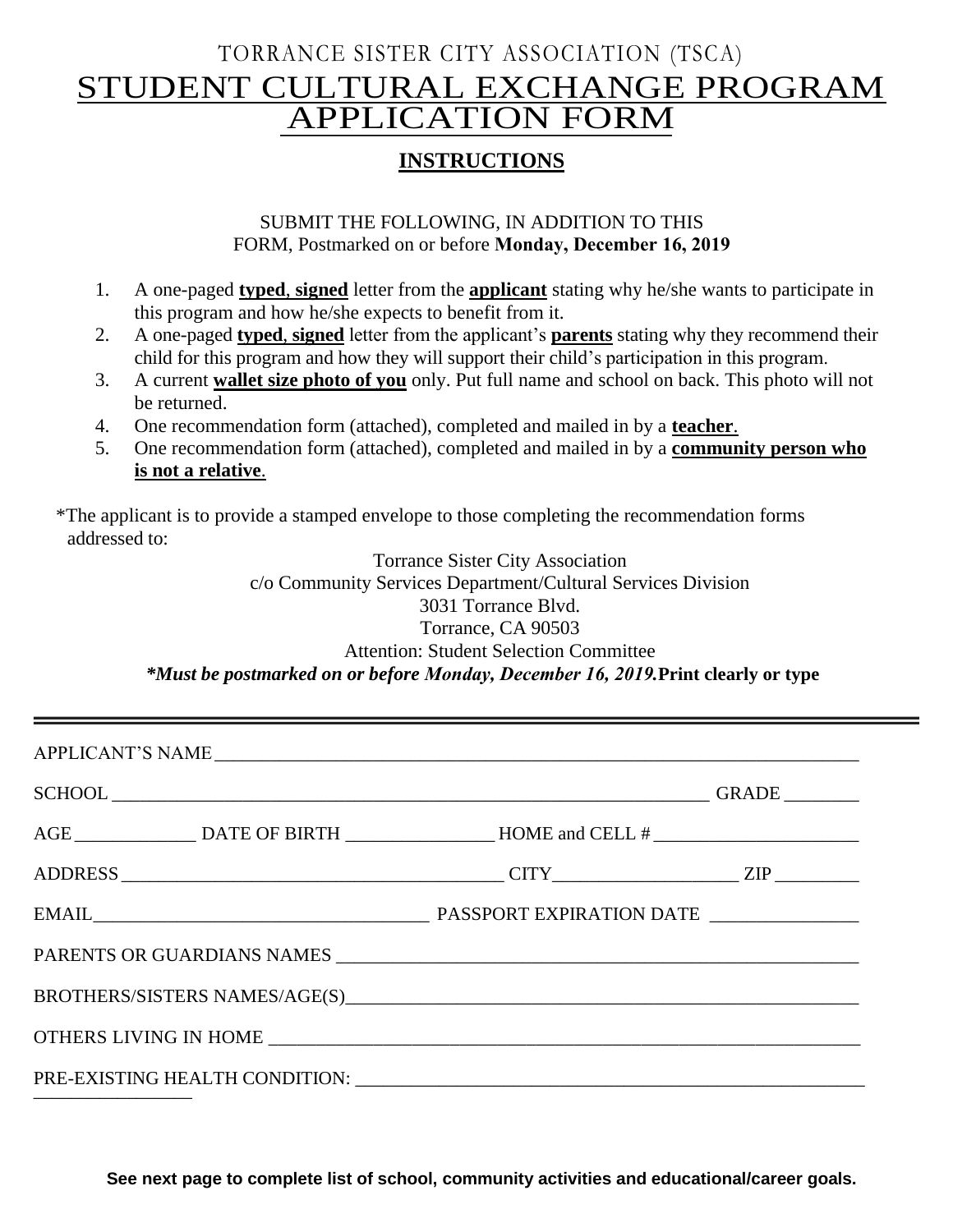# TORRANCE SISTER CITY ASSOCIATION (TSCA)

# STUDENT CULTURAL EXCHANGE PROGRAM APPLICATION FORM

## INSTRUCTIONS

SUBMIT THE FOLLOWING, IN ADDITION TO THIS FORM, Postmarked on or before **Monday, December 16, 2019**

1. A one-paged **typed**, **signed** letter from the **applicant** stating why he/she wants to participate in this program and how he/she expects to benefit from it.
2. A one-paged **typed**, **signed** letter from the applicant's **parents** stating why they recommend their child for this program and how they will support their child's participation in this program.
3. A current **wallet size photo of you** only. Put full name and school on back. This photo will not be returned.
4. One recommendation form (attached), completed and mailed in by a **teacher**.
5. One recommendation form (attached), completed and mailed in by a **community person who is not a relative**.

*The applicant is to provide a stamped envelope to those completing the recommendation forms addressed to:

Torrance Sister City Association
c/o Community Services Department/Cultural Services Division
3031 Torrance Blvd.
Torrance, CA 90503
Attention: Student Selection Committee

***Must be postmarked on or before Monday, December 16, 2019.*** **Print clearly or type**

---

APPLICANT'S NAME ___________________________________________

SCHOOL ___________________________________________ GRADE ________

AGE _____________ DATE OF BIRTH ________________ HOME and CELL # ______________________

ADDRESS ___________________________________________ CITY____________________ ZIP _________

EMAIL___________________________________ PASSPORT EXPIRATION DATE ________________

PARENTS OR GUARDIANS NAMES ___________________________________________

BROTHERS/SISTERS NAMES/AGE(S)___________________________________________

OTHERS LIVING IN HOME ___________________________________________

PRE-EXISTING HEALTH CONDITION: ___________________________________________

**See next page to complete list of school, community activities and educational/career goals.**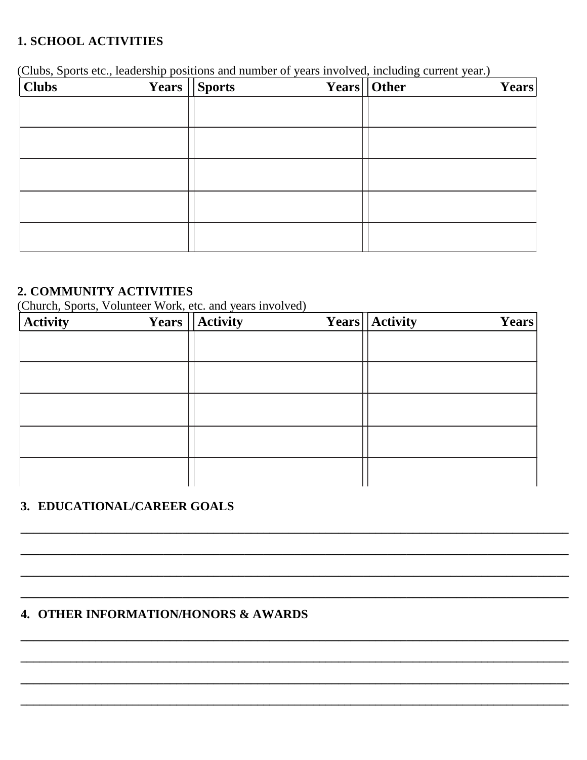**1. SCHOOL ACTIVITIES**

(Clubs, Sports etc., leadership positions and number of years involved, including current year.)

| Clubs | Years | Sports | Years | Other | Years |
|---|---|---|---|---|---|
| | | | | | |
| | | | | | |
| | | | | | |
| | | | | | |
| | | | | | |

**2. COMMUNITY ACTIVITIES**

(Church, Sports, Volunteer Work, etc. and years involved)

| Activity | Years | Activity | Years | Activity | Years |
|---|---|---|---|---|---|
| | | | | | |
| | | | | | |
| | | | | | |
| | | | | | |
| | | | | | |

**3. EDUCATIONAL/CAREER GOALS**

\_\_\_\_\_\_\_\_\_\_\_\_\_\_\_\_\_\_\_\_\_\_\_\_\_\_\_\_\_\_\_\_\_\_\_\_\_\_\_\_\_\_\_\_\_\_\_\_\_\_\_\_\_\_\_\_\_\_\_\_\_\_\_\_\_\_\_\_\_\_\_\_\_\_\_\_

\_\_\_\_\_\_\_\_\_\_\_\_\_\_\_\_\_\_\_\_\_\_\_\_\_\_\_\_\_\_\_\_\_\_\_\_\_\_\_\_\_\_\_\_\_\_\_\_\_\_\_\_\_\_\_\_\_\_\_\_\_\_\_\_\_\_\_\_\_\_\_\_\_\_\_\_

\_\_\_\_\_\_\_\_\_\_\_\_\_\_\_\_\_\_\_\_\_\_\_\_\_\_\_\_\_\_\_\_\_\_\_\_\_\_\_\_\_\_\_\_\_\_\_\_\_\_\_\_\_\_\_\_\_\_\_\_\_\_\_\_\_\_\_\_\_\_\_\_\_\_\_\_

\_\_\_\_\_\_\_\_\_\_\_\_\_\_\_\_\_\_\_\_\_\_\_\_\_\_\_\_\_\_\_\_\_\_\_\_\_\_\_\_\_\_\_\_\_\_\_\_\_\_\_\_\_\_\_\_\_\_\_\_\_\_\_\_\_\_\_\_\_\_\_\_\_\_\_\_

**4. OTHER INFORMATION/HONORS & AWARDS**

\_\_\_\_\_\_\_\_\_\_\_\_\_\_\_\_\_\_\_\_\_\_\_\_\_\_\_\_\_\_\_\_\_\_\_\_\_\_\_\_\_\_\_\_\_\_\_\_\_\_\_\_\_\_\_\_\_\_\_\_\_\_\_\_\_\_\_\_\_\_\_\_\_\_\_\_

\_\_\_\_\_\_\_\_\_\_\_\_\_\_\_\_\_\_\_\_\_\_\_\_\_\_\_\_\_\_\_\_\_\_\_\_\_\_\_\_\_\_\_\_\_\_\_\_\_\_\_\_\_\_\_\_\_\_\_\_\_\_\_\_\_\_\_\_\_\_\_\_\_\_\_\_

\_\_\_\_\_\_\_\_\_\_\_\_\_\_\_\_\_\_\_\_\_\_\_\_\_\_\_\_\_\_\_\_\_\_\_\_\_\_\_\_\_\_\_\_\_\_\_\_\_\_\_\_\_\_\_\_\_\_\_\_\_\_\_\_\_\_\_\_\_\_\_\_\_\_\_\_

\_\_\_\_\_\_\_\_\_\_\_\_\_\_\_\_\_\_\_\_\_\_\_\_\_\_\_\_\_\_\_\_\_\_\_\_\_\_\_\_\_\_\_\_\_\_\_\_\_\_\_\_\_\_\_\_\_\_\_\_\_\_\_\_\_\_\_\_\_\_\_\_\_\_\_\_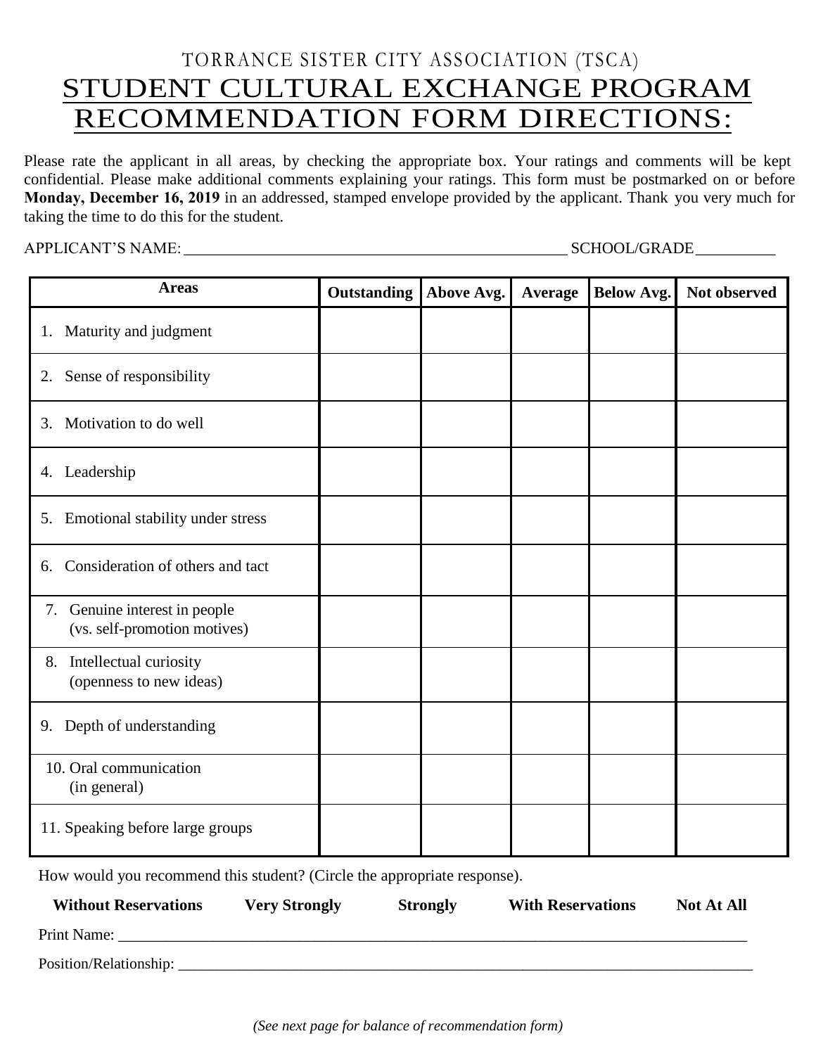TORRANCE SISTER CITY ASSOCIATION (TSCA)

# STUDENT CULTURAL EXCHANGE PROGRAM RECOMMENDATION FORM DIRECTIONS:

Please rate the applicant in all areas, by checking the appropriate box. Your ratings and comments will be kept confidential. Please make additional comments explaining your ratings. This form must be postmarked on or before **Monday, December 16, 2019** in an addressed, stamped envelope provided by the applicant. Thank you very much for taking the time to do this for the student.

APPLICANT'S NAME: ________________________________________________ SCHOOL/GRADE__________

| Areas | Outstanding | Above Avg. | Average | Below Avg. | Not observed |
|---|---|---|---|---|---|
| 1. Maturity and judgment | | | | | |
| 2. Sense of responsibility | | | | | |
| 3. Motivation to do well | | | | | |
| 4. Leadership | | | | | |
| 5. Emotional stability under stress | | | | | |
| 6. Consideration of others and tact | | | | | |
| 7. Genuine interest in people (vs. self-promotion motives) | | | | | |
| 8. Intellectual curiosity (openness to new ideas) | | | | | |
| 9. Depth of understanding | | | | | |
| 10. Oral communication (in general) | | | | | |
| 11. Speaking before large groups | | | | | |

How would you recommend this student? (Circle the appropriate response).

**Without Reservations** **Very Strongly** **Strongly** **With Reservations** **Not At All**

Print Name: ________________________________________________________________________________

Position/Relationship: __________________________________________________________________________

*(See next page for balance of recommendation form)*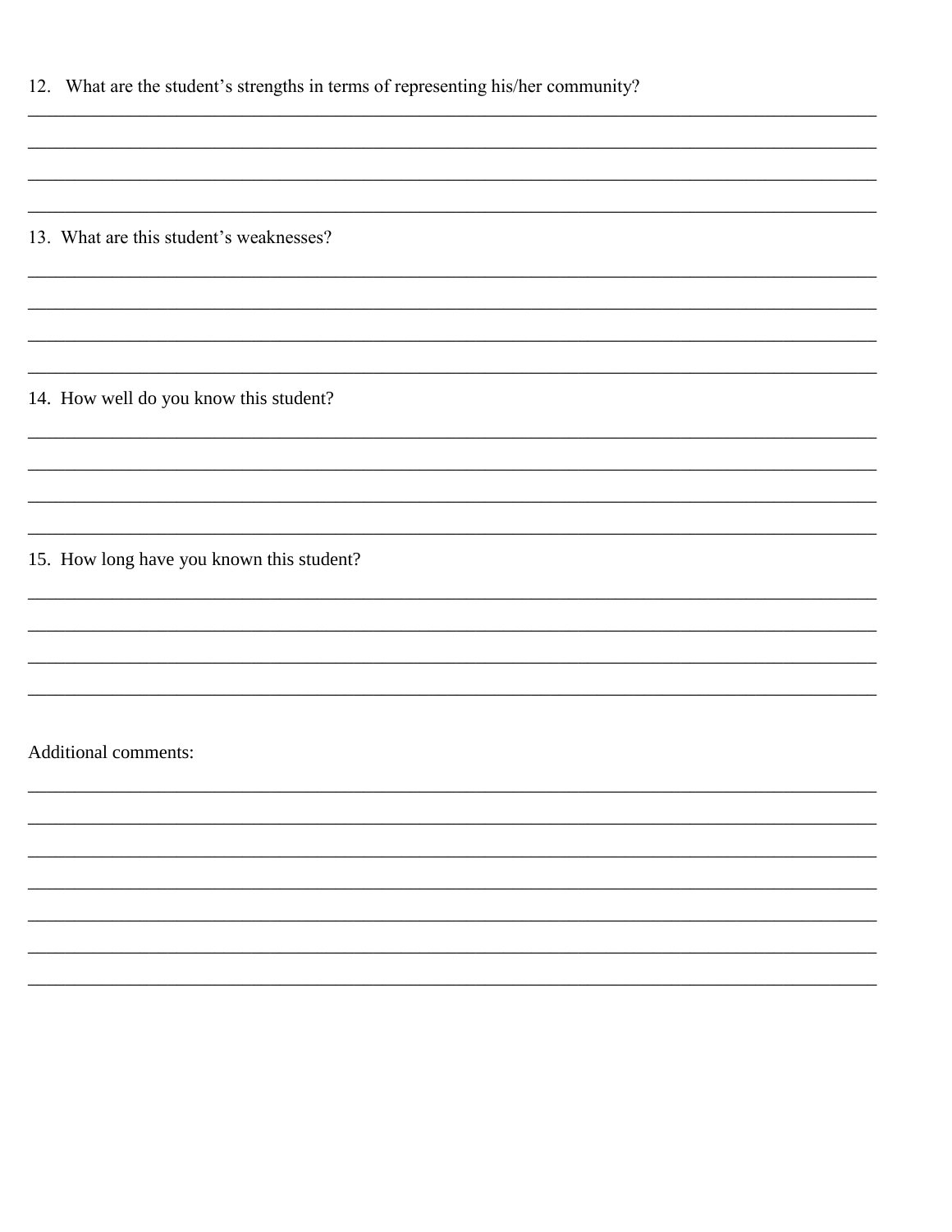12. What are the student's strengths in terms of representing his/her community?

\_\_\_\_\_\_\_\_\_\_\_\_\_\_\_\_\_\_\_\_\_\_\_\_\_\_\_\_\_\_\_\_\_\_\_\_\_\_\_\_\_\_\_\_\_\_\_\_\_\_\_\_\_\_\_\_\_\_\_\_\_\_\_\_\_\_\_\_\_\_\_\_\_\_\_\_

\_\_\_\_\_\_\_\_\_\_\_\_\_\_\_\_\_\_\_\_\_\_\_\_\_\_\_\_\_\_\_\_\_\_\_\_\_\_\_\_\_\_\_\_\_\_\_\_\_\_\_\_\_\_\_\_\_\_\_\_\_\_\_\_\_\_\_\_\_\_\_\_\_\_\_\_

\_\_\_\_\_\_\_\_\_\_\_\_\_\_\_\_\_\_\_\_\_\_\_\_\_\_\_\_\_\_\_\_\_\_\_\_\_\_\_\_\_\_\_\_\_\_\_\_\_\_\_\_\_\_\_\_\_\_\_\_\_\_\_\_\_\_\_\_\_\_\_\_\_\_\_\_

\_\_\_\_\_\_\_\_\_\_\_\_\_\_\_\_\_\_\_\_\_\_\_\_\_\_\_\_\_\_\_\_\_\_\_\_\_\_\_\_\_\_\_\_\_\_\_\_\_\_\_\_\_\_\_\_\_\_\_\_\_\_\_\_\_\_\_\_\_\_\_\_\_\_\_\_

13. What are this student's weaknesses?

\_\_\_\_\_\_\_\_\_\_\_\_\_\_\_\_\_\_\_\_\_\_\_\_\_\_\_\_\_\_\_\_\_\_\_\_\_\_\_\_\_\_\_\_\_\_\_\_\_\_\_\_\_\_\_\_\_\_\_\_\_\_\_\_\_\_\_\_\_\_\_\_\_\_\_\_

\_\_\_\_\_\_\_\_\_\_\_\_\_\_\_\_\_\_\_\_\_\_\_\_\_\_\_\_\_\_\_\_\_\_\_\_\_\_\_\_\_\_\_\_\_\_\_\_\_\_\_\_\_\_\_\_\_\_\_\_\_\_\_\_\_\_\_\_\_\_\_\_\_\_\_\_

\_\_\_\_\_\_\_\_\_\_\_\_\_\_\_\_\_\_\_\_\_\_\_\_\_\_\_\_\_\_\_\_\_\_\_\_\_\_\_\_\_\_\_\_\_\_\_\_\_\_\_\_\_\_\_\_\_\_\_\_\_\_\_\_\_\_\_\_\_\_\_\_\_\_\_\_

\_\_\_\_\_\_\_\_\_\_\_\_\_\_\_\_\_\_\_\_\_\_\_\_\_\_\_\_\_\_\_\_\_\_\_\_\_\_\_\_\_\_\_\_\_\_\_\_\_\_\_\_\_\_\_\_\_\_\_\_\_\_\_\_\_\_\_\_\_\_\_\_\_\_\_\_

14. How well do you know this student?

\_\_\_\_\_\_\_\_\_\_\_\_\_\_\_\_\_\_\_\_\_\_\_\_\_\_\_\_\_\_\_\_\_\_\_\_\_\_\_\_\_\_\_\_\_\_\_\_\_\_\_\_\_\_\_\_\_\_\_\_\_\_\_\_\_\_\_\_\_\_\_\_\_\_\_\_

\_\_\_\_\_\_\_\_\_\_\_\_\_\_\_\_\_\_\_\_\_\_\_\_\_\_\_\_\_\_\_\_\_\_\_\_\_\_\_\_\_\_\_\_\_\_\_\_\_\_\_\_\_\_\_\_\_\_\_\_\_\_\_\_\_\_\_\_\_\_\_\_\_\_\_\_

\_\_\_\_\_\_\_\_\_\_\_\_\_\_\_\_\_\_\_\_\_\_\_\_\_\_\_\_\_\_\_\_\_\_\_\_\_\_\_\_\_\_\_\_\_\_\_\_\_\_\_\_\_\_\_\_\_\_\_\_\_\_\_\_\_\_\_\_\_\_\_\_\_\_\_\_

\_\_\_\_\_\_\_\_\_\_\_\_\_\_\_\_\_\_\_\_\_\_\_\_\_\_\_\_\_\_\_\_\_\_\_\_\_\_\_\_\_\_\_\_\_\_\_\_\_\_\_\_\_\_\_\_\_\_\_\_\_\_\_\_\_\_\_\_\_\_\_\_\_\_\_\_

15. How long have you known this student?

\_\_\_\_\_\_\_\_\_\_\_\_\_\_\_\_\_\_\_\_\_\_\_\_\_\_\_\_\_\_\_\_\_\_\_\_\_\_\_\_\_\_\_\_\_\_\_\_\_\_\_\_\_\_\_\_\_\_\_\_\_\_\_\_\_\_\_\_\_\_\_\_\_\_\_\_

\_\_\_\_\_\_\_\_\_\_\_\_\_\_\_\_\_\_\_\_\_\_\_\_\_\_\_\_\_\_\_\_\_\_\_\_\_\_\_\_\_\_\_\_\_\_\_\_\_\_\_\_\_\_\_\_\_\_\_\_\_\_\_\_\_\_\_\_\_\_\_\_\_\_\_\_

\_\_\_\_\_\_\_\_\_\_\_\_\_\_\_\_\_\_\_\_\_\_\_\_\_\_\_\_\_\_\_\_\_\_\_\_\_\_\_\_\_\_\_\_\_\_\_\_\_\_\_\_\_\_\_\_\_\_\_\_\_\_\_\_\_\_\_\_\_\_\_\_\_\_\_\_

\_\_\_\_\_\_\_\_\_\_\_\_\_\_\_\_\_\_\_\_\_\_\_\_\_\_\_\_\_\_\_\_\_\_\_\_\_\_\_\_\_\_\_\_\_\_\_\_\_\_\_\_\_\_\_\_\_\_\_\_\_\_\_\_\_\_\_\_\_\_\_\_\_\_\_\_

Additional comments:

\_\_\_\_\_\_\_\_\_\_\_\_\_\_\_\_\_\_\_\_\_\_\_\_\_\_\_\_\_\_\_\_\_\_\_\_\_\_\_\_\_\_\_\_\_\_\_\_\_\_\_\_\_\_\_\_\_\_\_\_\_\_\_\_\_\_\_\_\_\_\_\_\_\_\_\_

\_\_\_\_\_\_\_\_\_\_\_\_\_\_\_\_\_\_\_\_\_\_\_\_\_\_\_\_\_\_\_\_\_\_\_\_\_\_\_\_\_\_\_\_\_\_\_\_\_\_\_\_\_\_\_\_\_\_\_\_\_\_\_\_\_\_\_\_\_\_\_\_\_\_\_\_

\_\_\_\_\_\_\_\_\_\_\_\_\_\_\_\_\_\_\_\_\_\_\_\_\_\_\_\_\_\_\_\_\_\_\_\_\_\_\_\_\_\_\_\_\_\_\_\_\_\_\_\_\_\_\_\_\_\_\_\_\_\_\_\_\_\_\_\_\_\_\_\_\_\_\_\_

\_\_\_\_\_\_\_\_\_\_\_\_\_\_\_\_\_\_\_\_\_\_\_\_\_\_\_\_\_\_\_\_\_\_\_\_\_\_\_\_\_\_\_\_\_\_\_\_\_\_\_\_\_\_\_\_\_\_\_\_\_\_\_\_\_\_\_\_\_\_\_\_\_\_\_\_

\_\_\_\_\_\_\_\_\_\_\_\_\_\_\_\_\_\_\_\_\_\_\_\_\_\_\_\_\_\_\_\_\_\_\_\_\_\_\_\_\_\_\_\_\_\_\_\_\_\_\_\_\_\_\_\_\_\_\_\_\_\_\_\_\_\_\_\_\_\_\_\_\_\_\_\_

\_\_\_\_\_\_\_\_\_\_\_\_\_\_\_\_\_\_\_\_\_\_\_\_\_\_\_\_\_\_\_\_\_\_\_\_\_\_\_\_\_\_\_\_\_\_\_\_\_\_\_\_\_\_\_\_\_\_\_\_\_\_\_\_\_\_\_\_\_\_\_\_\_\_\_\_

\_\_\_\_\_\_\_\_\_\_\_\_\_\_\_\_\_\_\_\_\_\_\_\_\_\_\_\_\_\_\_\_\_\_\_\_\_\_\_\_\_\_\_\_\_\_\_\_\_\_\_\_\_\_\_\_\_\_\_\_\_\_\_\_\_\_\_\_\_\_\_\_\_\_\_\_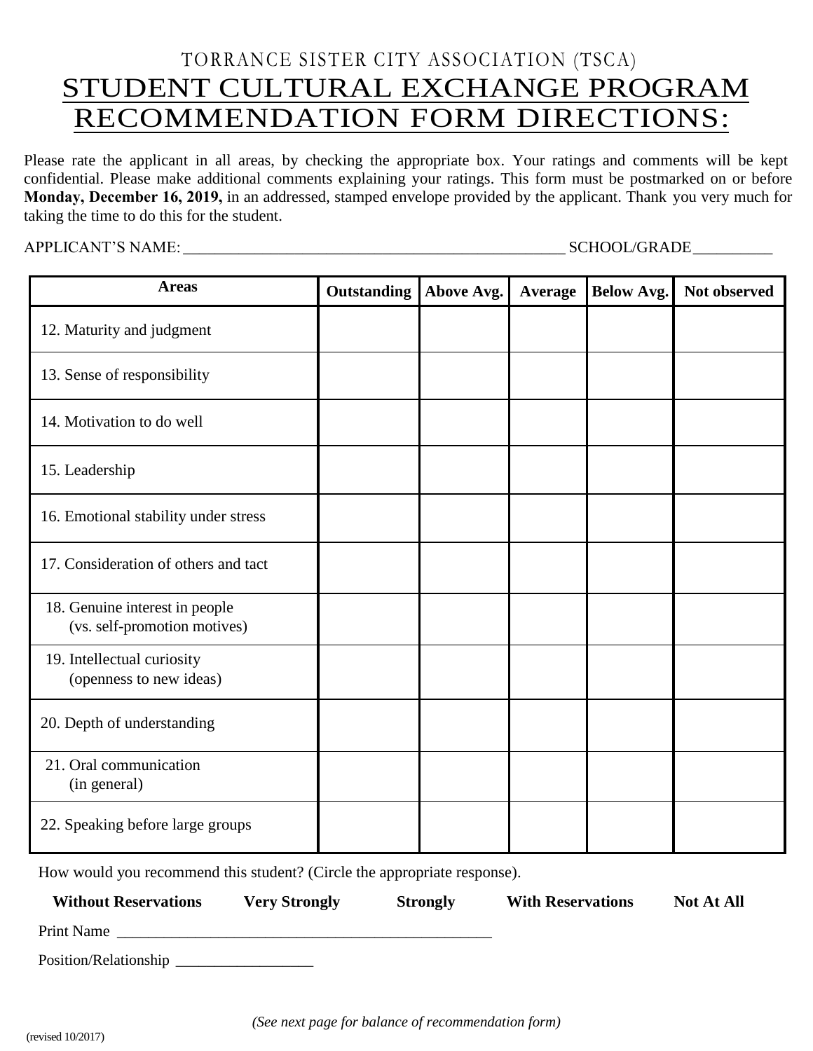# TORRANCE SISTER CITY ASSOCIATION (TSCA)

# STUDENT CULTURAL EXCHANGE PROGRAM RECOMMENDATION FORM DIRECTIONS:

Please rate the applicant in all areas, by checking the appropriate box. Your ratings and comments will be kept confidential. Please make additional comments explaining your ratings. This form must be postmarked on or before **Monday, December 16, 2019,** in an addressed, stamped envelope provided by the applicant. Thank you very much for taking the time to do this for the student.

APPLICANT'S NAME: ________________________________________________ SCHOOL/GRADE__________

| Areas | Outstanding | Above Avg. | Average | Below Avg. | Not observed |
|---|---|---|---|---|---|
| 12. Maturity and judgment | | | | | |
| 13. Sense of responsibility | | | | | |
| 14. Motivation to do well | | | | | |
| 15. Leadership | | | | | |
| 16. Emotional stability under stress | | | | | |
| 17. Consideration of others and tact | | | | | |
| 18. Genuine interest in people (vs. self-promotion motives) | | | | | |
| 19. Intellectual curiosity (openness to new ideas) | | | | | |
| 20. Depth of understanding | | | | | |
| 21. Oral communication (in general) | | | | | |
| 22. Speaking before large groups | | | | | |

How would you recommend this student? (Circle the appropriate response).

**Without Reservations** **Very Strongly** **Strongly** **With Reservations** **Not At All**

Print Name ________________________________________________

Position/Relationship __________________

*(See next page for balance of recommendation form)*

(revised 10/2017)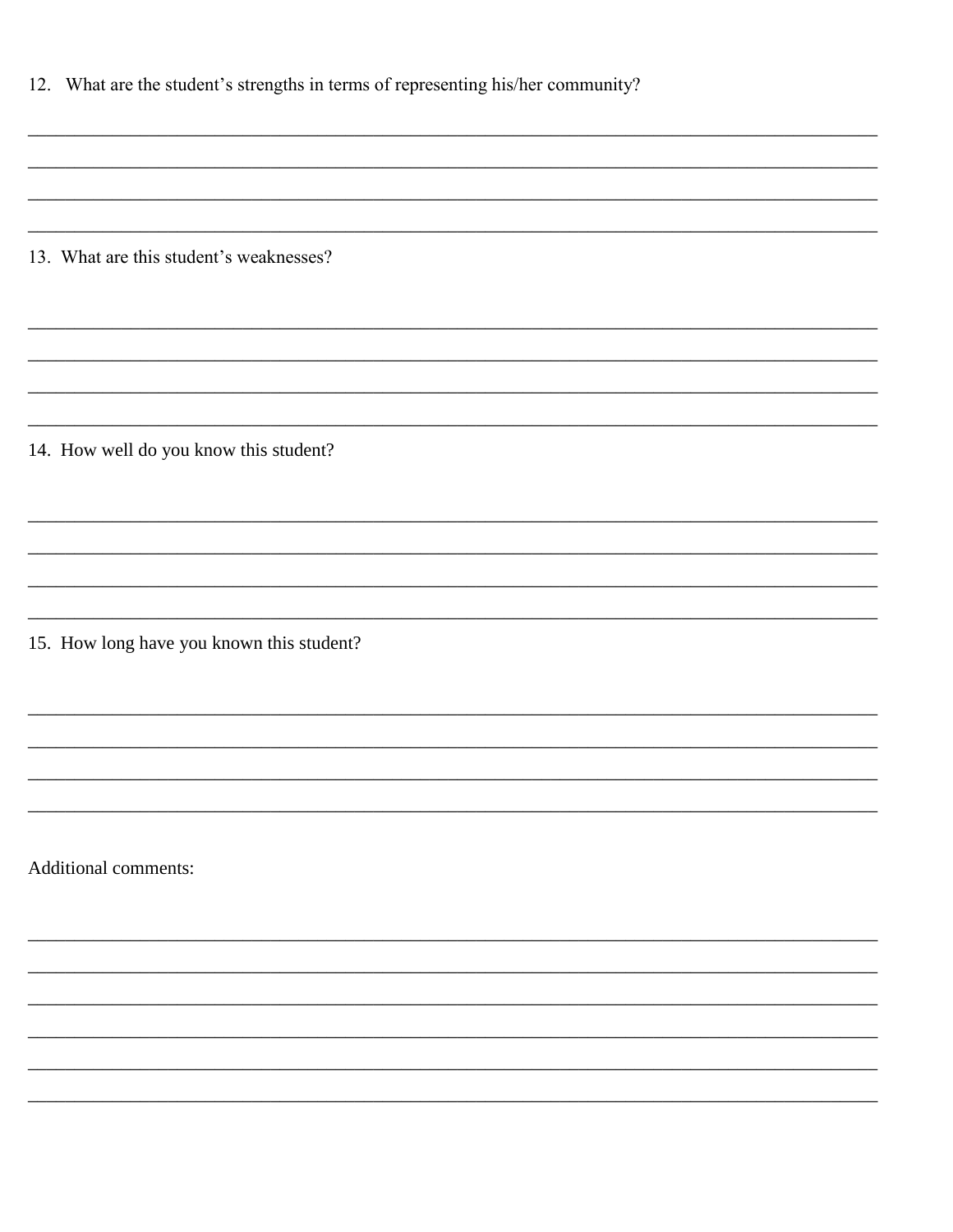12. What are the student's strengths in terms of representing his/her community?

\_\_\_\_\_\_\_\_\_\_\_\_\_\_\_\_\_\_\_\_\_\_\_\_\_\_\_\_\_\_\_\_\_\_\_\_\_\_\_\_\_\_\_\_\_\_\_\_\_\_\_\_\_\_\_\_\_\_\_\_\_\_\_\_\_\_\_\_\_\_\_\_\_\_\_\_\_\_\_\_\_\_\_\_\_\_\_\_

\_\_\_\_\_\_\_\_\_\_\_\_\_\_\_\_\_\_\_\_\_\_\_\_\_\_\_\_\_\_\_\_\_\_\_\_\_\_\_\_\_\_\_\_\_\_\_\_\_\_\_\_\_\_\_\_\_\_\_\_\_\_\_\_\_\_\_\_\_\_\_\_\_\_\_\_\_\_\_\_\_\_\_\_\_\_\_\_

\_\_\_\_\_\_\_\_\_\_\_\_\_\_\_\_\_\_\_\_\_\_\_\_\_\_\_\_\_\_\_\_\_\_\_\_\_\_\_\_\_\_\_\_\_\_\_\_\_\_\_\_\_\_\_\_\_\_\_\_\_\_\_\_\_\_\_\_\_\_\_\_\_\_\_\_\_\_\_\_\_\_\_\_\_\_\_\_

\_\_\_\_\_\_\_\_\_\_\_\_\_\_\_\_\_\_\_\_\_\_\_\_\_\_\_\_\_\_\_\_\_\_\_\_\_\_\_\_\_\_\_\_\_\_\_\_\_\_\_\_\_\_\_\_\_\_\_\_\_\_\_\_\_\_\_\_\_\_\_\_\_\_\_\_\_\_\_\_\_\_\_\_\_\_\_\_

13. What are this student's weaknesses?

\_\_\_\_\_\_\_\_\_\_\_\_\_\_\_\_\_\_\_\_\_\_\_\_\_\_\_\_\_\_\_\_\_\_\_\_\_\_\_\_\_\_\_\_\_\_\_\_\_\_\_\_\_\_\_\_\_\_\_\_\_\_\_\_\_\_\_\_\_\_\_\_\_\_\_\_\_\_\_\_\_\_\_\_\_\_\_\_

\_\_\_\_\_\_\_\_\_\_\_\_\_\_\_\_\_\_\_\_\_\_\_\_\_\_\_\_\_\_\_\_\_\_\_\_\_\_\_\_\_\_\_\_\_\_\_\_\_\_\_\_\_\_\_\_\_\_\_\_\_\_\_\_\_\_\_\_\_\_\_\_\_\_\_\_\_\_\_\_\_\_\_\_\_\_\_\_

\_\_\_\_\_\_\_\_\_\_\_\_\_\_\_\_\_\_\_\_\_\_\_\_\_\_\_\_\_\_\_\_\_\_\_\_\_\_\_\_\_\_\_\_\_\_\_\_\_\_\_\_\_\_\_\_\_\_\_\_\_\_\_\_\_\_\_\_\_\_\_\_\_\_\_\_\_\_\_\_\_\_\_\_\_\_\_\_

\_\_\_\_\_\_\_\_\_\_\_\_\_\_\_\_\_\_\_\_\_\_\_\_\_\_\_\_\_\_\_\_\_\_\_\_\_\_\_\_\_\_\_\_\_\_\_\_\_\_\_\_\_\_\_\_\_\_\_\_\_\_\_\_\_\_\_\_\_\_\_\_\_\_\_\_\_\_\_\_\_\_\_\_\_\_\_\_

14. How well do you know this student?

\_\_\_\_\_\_\_\_\_\_\_\_\_\_\_\_\_\_\_\_\_\_\_\_\_\_\_\_\_\_\_\_\_\_\_\_\_\_\_\_\_\_\_\_\_\_\_\_\_\_\_\_\_\_\_\_\_\_\_\_\_\_\_\_\_\_\_\_\_\_\_\_\_\_\_\_\_\_\_\_\_\_\_\_\_\_\_\_

\_\_\_\_\_\_\_\_\_\_\_\_\_\_\_\_\_\_\_\_\_\_\_\_\_\_\_\_\_\_\_\_\_\_\_\_\_\_\_\_\_\_\_\_\_\_\_\_\_\_\_\_\_\_\_\_\_\_\_\_\_\_\_\_\_\_\_\_\_\_\_\_\_\_\_\_\_\_\_\_\_\_\_\_\_\_\_\_

\_\_\_\_\_\_\_\_\_\_\_\_\_\_\_\_\_\_\_\_\_\_\_\_\_\_\_\_\_\_\_\_\_\_\_\_\_\_\_\_\_\_\_\_\_\_\_\_\_\_\_\_\_\_\_\_\_\_\_\_\_\_\_\_\_\_\_\_\_\_\_\_\_\_\_\_\_\_\_\_\_\_\_\_\_\_\_\_

\_\_\_\_\_\_\_\_\_\_\_\_\_\_\_\_\_\_\_\_\_\_\_\_\_\_\_\_\_\_\_\_\_\_\_\_\_\_\_\_\_\_\_\_\_\_\_\_\_\_\_\_\_\_\_\_\_\_\_\_\_\_\_\_\_\_\_\_\_\_\_\_\_\_\_\_\_\_\_\_\_\_\_\_\_\_\_\_

15. How long have you known this student?

\_\_\_\_\_\_\_\_\_\_\_\_\_\_\_\_\_\_\_\_\_\_\_\_\_\_\_\_\_\_\_\_\_\_\_\_\_\_\_\_\_\_\_\_\_\_\_\_\_\_\_\_\_\_\_\_\_\_\_\_\_\_\_\_\_\_\_\_\_\_\_\_\_\_\_\_\_\_\_\_\_\_\_\_\_\_\_\_

\_\_\_\_\_\_\_\_\_\_\_\_\_\_\_\_\_\_\_\_\_\_\_\_\_\_\_\_\_\_\_\_\_\_\_\_\_\_\_\_\_\_\_\_\_\_\_\_\_\_\_\_\_\_\_\_\_\_\_\_\_\_\_\_\_\_\_\_\_\_\_\_\_\_\_\_\_\_\_\_\_\_\_\_\_\_\_\_

\_\_\_\_\_\_\_\_\_\_\_\_\_\_\_\_\_\_\_\_\_\_\_\_\_\_\_\_\_\_\_\_\_\_\_\_\_\_\_\_\_\_\_\_\_\_\_\_\_\_\_\_\_\_\_\_\_\_\_\_\_\_\_\_\_\_\_\_\_\_\_\_\_\_\_\_\_\_\_\_\_\_\_\_\_\_\_\_

\_\_\_\_\_\_\_\_\_\_\_\_\_\_\_\_\_\_\_\_\_\_\_\_\_\_\_\_\_\_\_\_\_\_\_\_\_\_\_\_\_\_\_\_\_\_\_\_\_\_\_\_\_\_\_\_\_\_\_\_\_\_\_\_\_\_\_\_\_\_\_\_\_\_\_\_\_\_\_\_\_\_\_\_\_\_\_\_

Additional comments:

\_\_\_\_\_\_\_\_\_\_\_\_\_\_\_\_\_\_\_\_\_\_\_\_\_\_\_\_\_\_\_\_\_\_\_\_\_\_\_\_\_\_\_\_\_\_\_\_\_\_\_\_\_\_\_\_\_\_\_\_\_\_\_\_\_\_\_\_\_\_\_\_\_\_\_\_\_\_\_\_\_\_\_\_\_\_\_\_

\_\_\_\_\_\_\_\_\_\_\_\_\_\_\_\_\_\_\_\_\_\_\_\_\_\_\_\_\_\_\_\_\_\_\_\_\_\_\_\_\_\_\_\_\_\_\_\_\_\_\_\_\_\_\_\_\_\_\_\_\_\_\_\_\_\_\_\_\_\_\_\_\_\_\_\_\_\_\_\_\_\_\_\_\_\_\_\_

\_\_\_\_\_\_\_\_\_\_\_\_\_\_\_\_\_\_\_\_\_\_\_\_\_\_\_\_\_\_\_\_\_\_\_\_\_\_\_\_\_\_\_\_\_\_\_\_\_\_\_\_\_\_\_\_\_\_\_\_\_\_\_\_\_\_\_\_\_\_\_\_\_\_\_\_\_\_\_\_\_\_\_\_\_\_\_\_

\_\_\_\_\_\_\_\_\_\_\_\_\_\_\_\_\_\_\_\_\_\_\_\_\_\_\_\_\_\_\_\_\_\_\_\_\_\_\_\_\_\_\_\_\_\_\_\_\_\_\_\_\_\_\_\_\_\_\_\_\_\_\_\_\_\_\_\_\_\_\_\_\_\_\_\_\_\_\_\_\_\_\_\_\_\_\_\_

\_\_\_\_\_\_\_\_\_\_\_\_\_\_\_\_\_\_\_\_\_\_\_\_\_\_\_\_\_\_\_\_\_\_\_\_\_\_\_\_\_\_\_\_\_\_\_\_\_\_\_\_\_\_\_\_\_\_\_\_\_\_\_\_\_\_\_\_\_\_\_\_\_\_\_\_\_\_\_\_\_\_\_\_\_\_\_\_

\_\_\_\_\_\_\_\_\_\_\_\_\_\_\_\_\_\_\_\_\_\_\_\_\_\_\_\_\_\_\_\_\_\_\_\_\_\_\_\_\_\_\_\_\_\_\_\_\_\_\_\_\_\_\_\_\_\_\_\_\_\_\_\_\_\_\_\_\_\_\_\_\_\_\_\_\_\_\_\_\_\_\_\_\_\_\_\_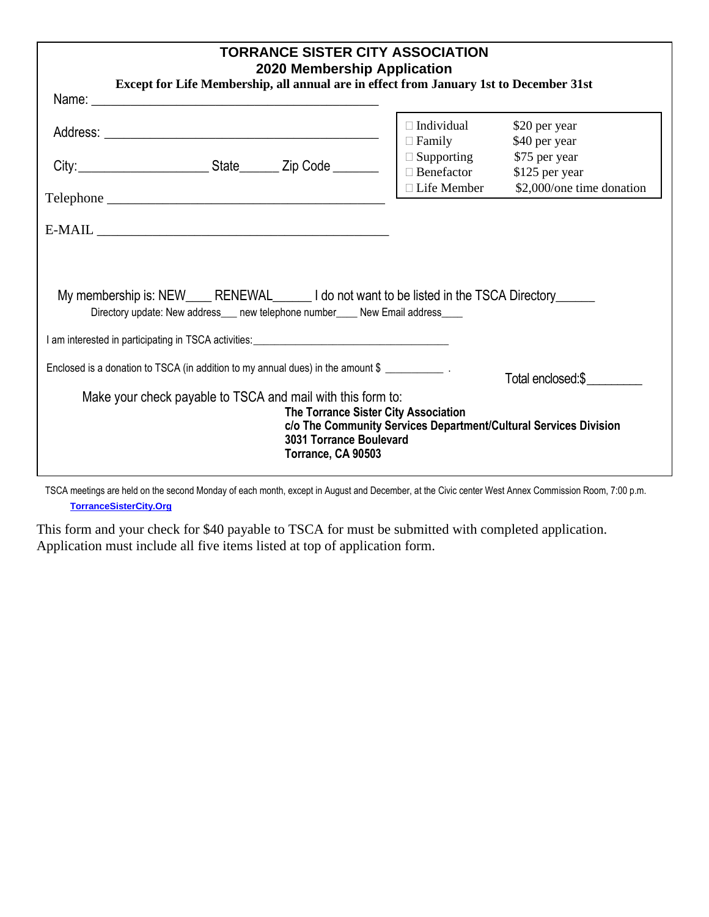# TORRANCE SISTER CITY ASSOCIATION

## 2020 Membership Application

**Except for Life Membership, all annual are in effect from January 1st to December 31st**

Name: ___________________________________________

Address: ___________________________________________

City:____________________ State______ Zip Code _______

Telephone ___________________________________________

E-MAIL ___________________________________________

| | |
|---|---|
| ☐ Individual | $20 per year |
| ☐ Family | $40 per year |
| ☐ Supporting | $75 per year |
| ☐ Benefactor | $125 per year |
| ☐ Life Member | $2,000/one time donation |

My membership is: NEW____ RENEWAL______ I do not want to be listed in the TSCA Directory______

Directory update: New address___ new telephone number____ New Email address____

I am interested in participating in TSCA activities:____________________________________

Enclosed is a donation to TSCA (in addition to my annual dues) in the amount $ __________ .

Total enclosed:$_________

Make your check payable to TSCA and mail with this form to:

**The Torrance Sister City Association**
**c/o The Community Services Department/Cultural Services Division**
**3031 Torrance Boulevard**
**Torrance, CA 90503**

TSCA meetings are held on the second Monday of each month, except in August and December, at the Civic center West Annex Commission Room, 7:00 p.m.

**TorranceSisterCity.Org**

This form and your check for $40 payable to TSCA for must be submitted with completed application. Application must include all five items listed at top of application form.